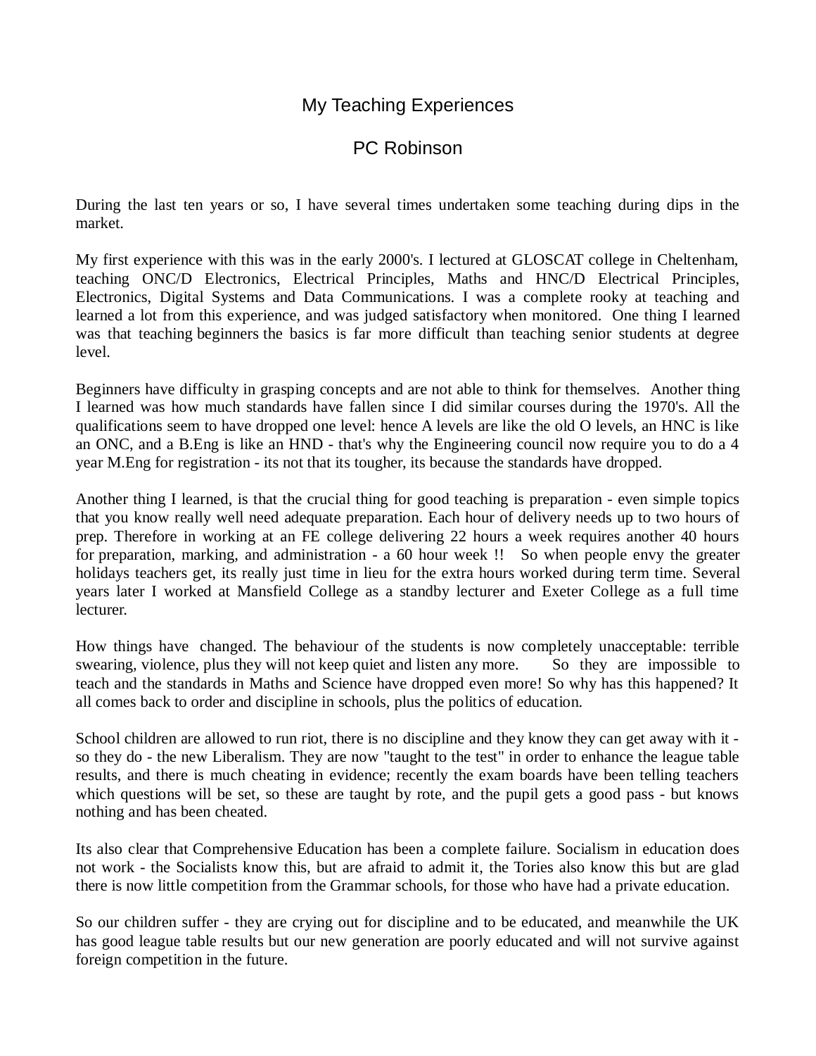# My Teaching Experiences

## PC Robinson

During the last ten years or so, I have several times undertaken some teaching during dips in the market.

My first experience with this was in the early 2000's. I lectured at GLOSCAT college in Cheltenham, teaching ONC/D Electronics, Electrical Principles, Maths and HNC/D Electrical Principles, Electronics, Digital Systems and Data Communications. I was a complete rooky at teaching and learned a lot from this experience, and was judged satisfactory when monitored. One thing I learned was that teaching beginners the basics is far more difficult than teaching senior students at degree level.

Beginners have difficulty in grasping concepts and are not able to think for themselves. Another thing I learned was how much standards have fallen since I did similar courses during the 1970's. All the qualifications seem to have dropped one level: hence A levels are like the old O levels, an HNC is like an ONC, and a B.Eng is like an HND - that's why the Engineering council now require you to do a 4 year M.Eng for registration - its not that its tougher, its because the standards have dropped.

Another thing I learned, is that the crucial thing for good teaching is preparation - even simple topics that you know really well need adequate preparation. Each hour of delivery needs up to two hours of prep. Therefore in working at an FE college delivering 22 hours a week requires another 40 hours for preparation, marking, and administration - a 60 hour week !! So when people envy the greater holidays teachers get, its really just time in lieu for the extra hours worked during term time. Several years later I worked at Mansfield College as a standby lecturer and Exeter College as a full time lecturer.

How things have changed. The behaviour of the students is now completely unacceptable: terrible swearing, violence, plus they will not keep quiet and listen any more. So they are impossible to teach and the standards in Maths and Science have dropped even more! So why has this happened? It all comes back to order and discipline in schools, plus the politics of education.

School children are allowed to run riot, there is no discipline and they know they can get away with it - so they do - the new Liberalism. They are now "taught to the test" in order to enhance the league table results, and there is much cheating in evidence; recently the exam boards have been telling teachers which questions will be set, so these are taught by rote, and the pupil gets a good pass - but knows nothing and has been cheated.

Its also clear that Comprehensive Education has been a complete failure. Socialism in education does not work - the Socialists know this, but are afraid to admit it, the Tories also know this but are glad there is now little competition from the Grammar schools, for those who have had a private education.

So our children suffer - they are crying out for discipline and to be educated, and meanwhile the UK has good league table results but our new generation are poorly educated and will not survive against foreign competition in the future.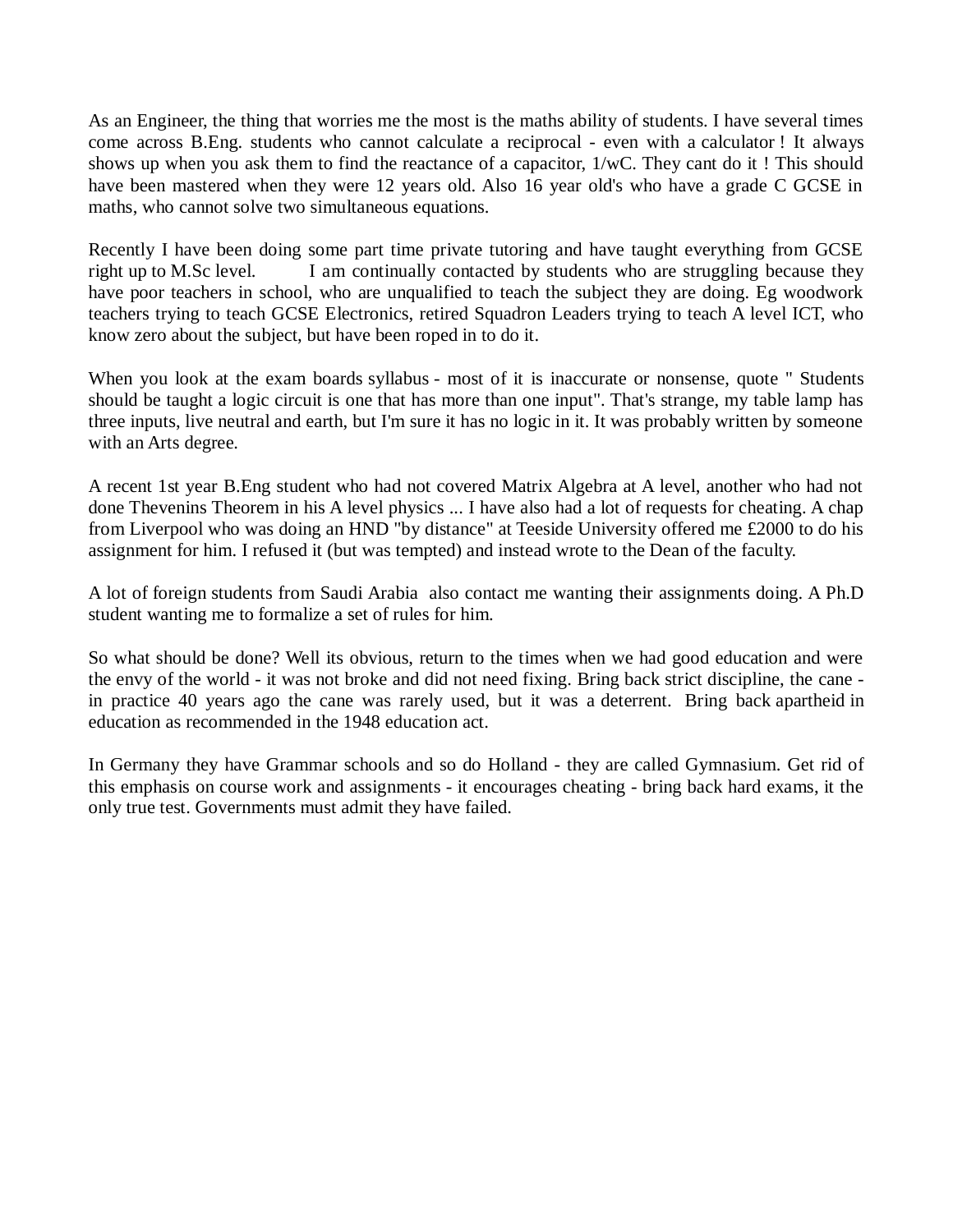As an Engineer, the thing that worries me the most is the maths ability of students. I have several times come across B.Eng. students who cannot calculate a reciprocal - even with a calculator ! It always shows up when you ask them to find the reactance of a capacitor, $1/wC$. They cant do it ! This should have been mastered when they were 12 years old. Also 16 year old's who have a grade C GCSE in maths, who cannot solve two simultaneous equations.

Recently I have been doing some part time private tutoring and have taught everything from GCSE right up to M.Sc level. I am continually contacted by students who are struggling because they have poor teachers in school, who are unqualified to teach the subject they are doing. Eg woodwork teachers trying to teach GCSE Electronics, retired Squadron Leaders trying to teach A level ICT, who know zero about the subject, but have been roped in to do it.

When you look at the exam boards syllabus - most of it is inaccurate or nonsense, quote " Students should be taught a logic circuit is one that has more than one input". That's strange, my table lamp has three inputs, live neutral and earth, but I'm sure it has no logic in it. It was probably written by someone with an Arts degree.

A recent 1st year B.Eng student who had not covered Matrix Algebra at A level, another who had not done Thevenins Theorem in his A level physics ... I have also had a lot of requests for cheating. A chap from Liverpool who was doing an HND "by distance" at Teeside University offered me £2000 to do his assignment for him. I refused it (but was tempted) and instead wrote to the Dean of the faculty.

A lot of foreign students from Saudi Arabia also contact me wanting their assignments doing. A Ph.D student wanting me to formalize a set of rules for him.

So what should be done? Well its obvious, return to the times when we had good education and were the envy of the world - it was not broke and did not need fixing. Bring back strict discipline, the cane - in practice 40 years ago the cane was rarely used, but it was a deterrent. Bring back apartheid in education as recommended in the 1948 education act.

In Germany they have Grammar schools and so do Holland - they are called Gymnasium. Get rid of this emphasis on course work and assignments - it encourages cheating - bring back hard exams, it the only true test. Governments must admit they have failed.